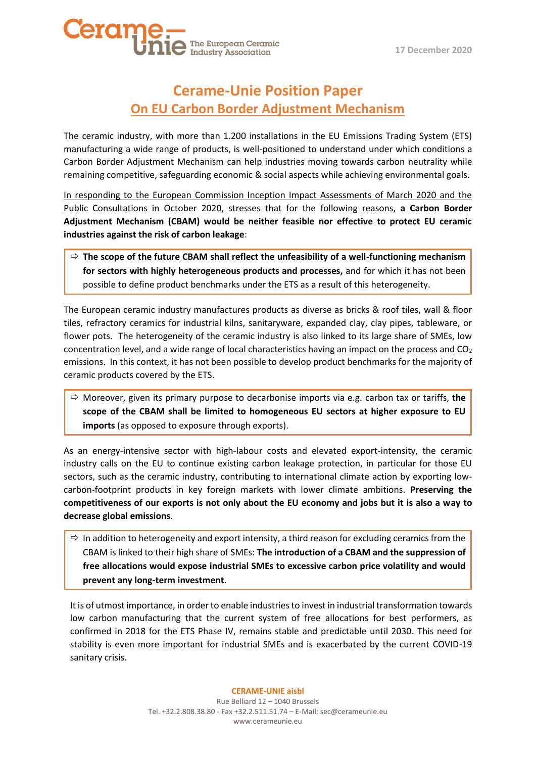17 December 2020

# Cerame-Unie Position Paper

## On EU Carbon Border Adjustment Mechanism

The ceramic industry, with more than 1.200 installations in the EU Emissions Trading System (ETS) manufacturing a wide range of products, is well-positioned to understand under which conditions a Carbon Border Adjustment Mechanism can help industries moving towards carbon neutrality while remaining competitive, safeguarding economic & social aspects while achieving environmental goals.

In responding to the European Commission Inception Impact Assessments of March 2020 and the Public Consultations in October 2020, stresses that for the following reasons, **a Carbon Border Adjustment Mechanism (CBAM) would be neither feasible nor effective to protect EU ceramic industries against the risk of carbon leakage**:

> ⇨ **The scope of the future CBAM shall reflect the unfeasibility of a well-functioning mechanism for sectors with highly heterogeneous products and processes,** and for which it has not been possible to define product benchmarks under the ETS as a result of this heterogeneity.

The European ceramic industry manufactures products as diverse as bricks & roof tiles, wall & floor tiles, refractory ceramics for industrial kilns, sanitaryware, expanded clay, clay pipes, tableware, or flower pots. The heterogeneity of the ceramic industry is also linked to its large share of SMEs, low concentration level, and a wide range of local characteristics having an impact on the process and $CO_2$ emissions. In this context, it has not been possible to develop product benchmarks for the majority of ceramic products covered by the ETS.

> ⇨ Moreover, given its primary purpose to decarbonise imports via e.g. carbon tax or tariffs, **the scope of the CBAM shall be limited to homogeneous EU sectors at higher exposure to EU imports** (as opposed to exposure through exports).

As an energy-intensive sector with high-labour costs and elevated export-intensity, the ceramic industry calls on the EU to continue existing carbon leakage protection, in particular for those EU sectors, such as the ceramic industry, contributing to international climate action by exporting low-carbon-footprint products in key foreign markets with lower climate ambitions. **Preserving the competitiveness of our exports is not only about the EU economy and jobs but it is also a way to decrease global emissions**.

> ⇨ In addition to heterogeneity and export intensity, a third reason for excluding ceramics from the CBAM is linked to their high share of SMEs: **The introduction of a CBAM and the suppression of free allocations would expose industrial SMEs to excessive carbon price volatility and would prevent any long-term investment**.

It is of utmost importance, in order to enable industries to invest in industrial transformation towards low carbon manufacturing that the current system of free allocations for best performers, as confirmed in 2018 for the ETS Phase IV, remains stable and predictable until 2030. This need for stability is even more important for industrial SMEs and is exacerbated by the current COVID-19 sanitary crisis.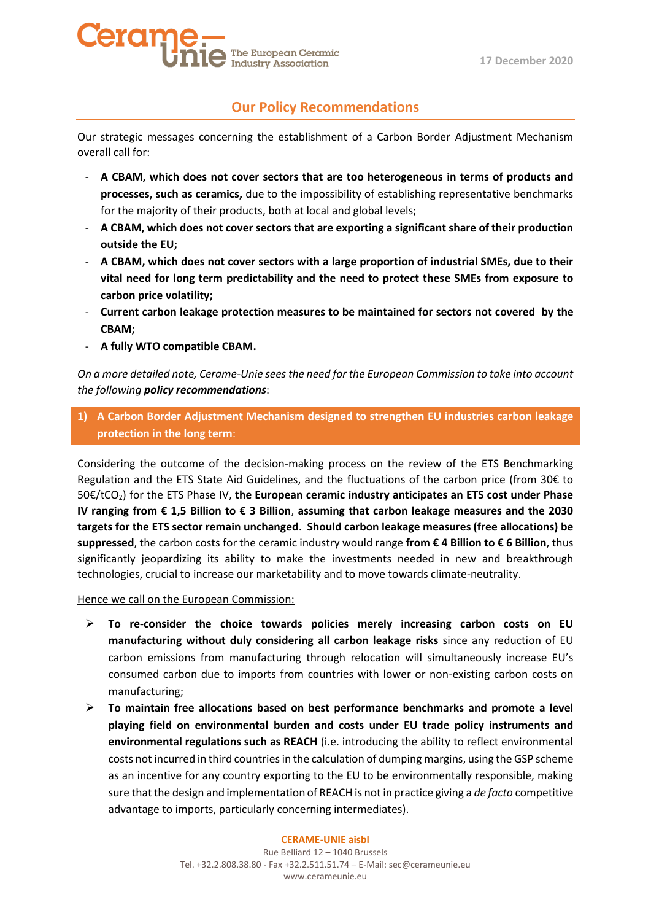## Our Policy Recommendations

Our strategic messages concerning the establishment of a Carbon Border Adjustment Mechanism overall call for:

- **A CBAM, which does not cover sectors that are too heterogeneous in terms of products and processes, such as ceramics,** due to the impossibility of establishing representative benchmarks for the majority of their products, both at local and global levels;
- **A CBAM, which does not cover sectors that are exporting a significant share of their production outside the EU;**
- **A CBAM, which does not cover sectors with a large proportion of industrial SMEs, due to their vital need for long term predictability and the need to protect these SMEs from exposure to carbon price volatility;**
- **Current carbon leakage protection measures to be maintained for sectors not covered by the CBAM;**
- **A fully WTO compatible CBAM.**

*On a more detailed note, Cerame-Unie sees the need for the European Commission to take into account the following **policy recommendations**:*

### 1) A Carbon Border Adjustment Mechanism designed to strengthen EU industries carbon leakage protection in the long term:

Considering the outcome of the decision-making process on the review of the ETS Benchmarking Regulation and the ETS State Aid Guidelines, and the fluctuations of the carbon price (from 30€ to 50€/t$CO_2$) for the ETS Phase IV, **the European ceramic industry anticipates an ETS cost under Phase IV ranging from € 1,5 Billion to € 3 Billion**, **assuming that carbon leakage measures and the 2030 targets for the ETS sector remain unchanged**. **Should carbon leakage measures (free allocations) be suppressed**, the carbon costs for the ceramic industry would range **from € 4 Billion to € 6 Billion**, thus significantly jeopardizing its ability to make the investments needed in new and breakthrough technologies, crucial to increase our marketability and to move towards climate-neutrality.

Hence we call on the European Commission:

- **To re-consider the choice towards policies merely increasing carbon costs on EU manufacturing without duly considering all carbon leakage risks** since any reduction of EU carbon emissions from manufacturing through relocation will simultaneously increase EU's consumed carbon due to imports from countries with lower or non-existing carbon costs on manufacturing;
- **To maintain free allocations based on best performance benchmarks and promote a level playing field on environmental burden and costs under EU trade policy instruments and environmental regulations such as REACH** (i.e. introducing the ability to reflect environmental costs not incurred in third countries in the calculation of dumping margins, using the GSP scheme as an incentive for any country exporting to the EU to be environmentally responsible, making sure that the design and implementation of REACH is not in practice giving a *de facto* competitive advantage to imports, particularly concerning intermediates).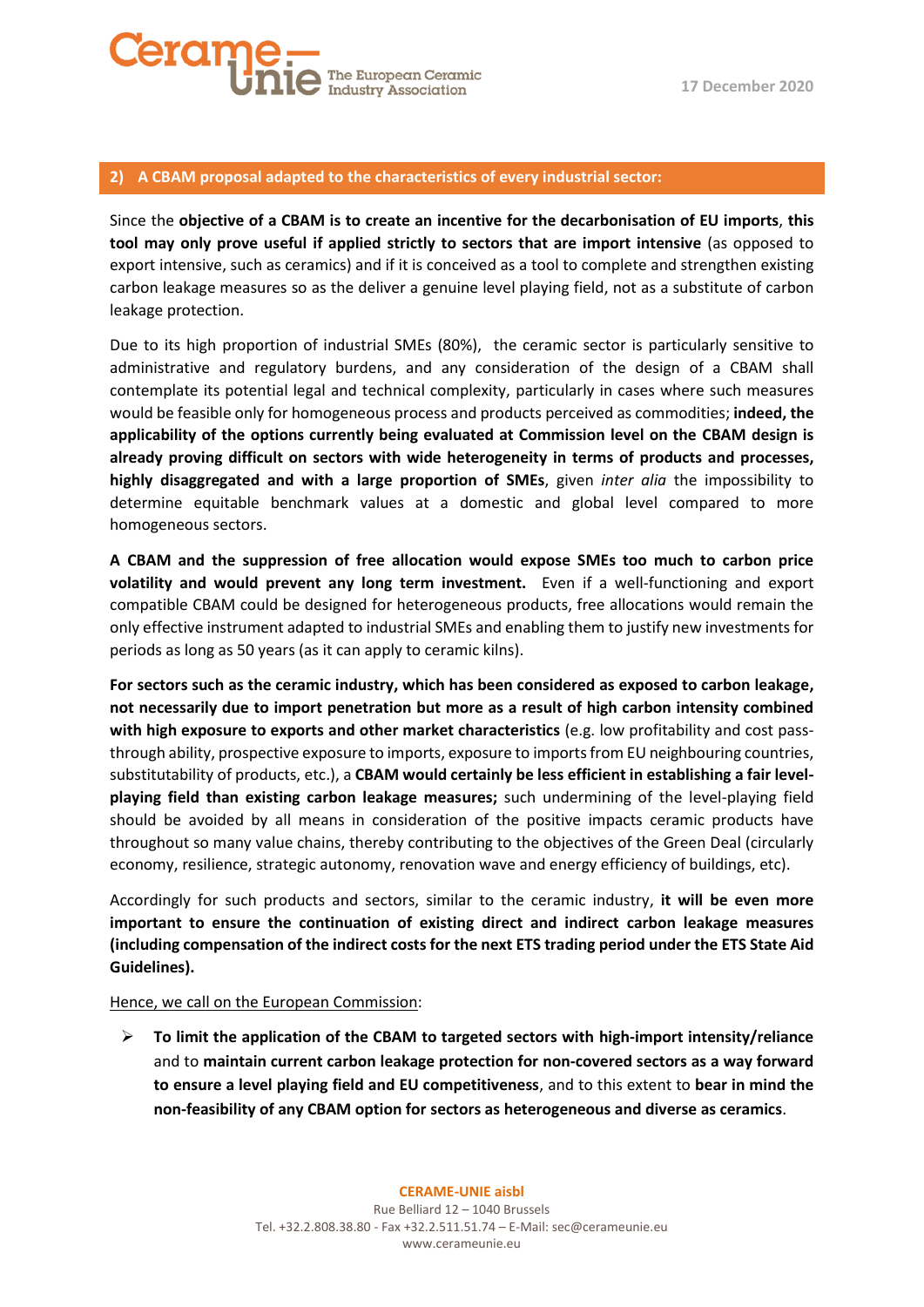## 2) A CBAM proposal adapted to the characteristics of every industrial sector:

Since the **objective of a CBAM is to create an incentive for the decarbonisation of EU imports**, **this tool may only prove useful if applied strictly to sectors that are import intensive** (as opposed to export intensive, such as ceramics) and if it is conceived as a tool to complete and strengthen existing carbon leakage measures so as the deliver a genuine level playing field, not as a substitute of carbon leakage protection.

Due to its high proportion of industrial SMEs (80%), the ceramic sector is particularly sensitive to administrative and regulatory burdens, and any consideration of the design of a CBAM shall contemplate its potential legal and technical complexity, particularly in cases where such measures would be feasible only for homogeneous process and products perceived as commodities; **indeed, the applicability of the options currently being evaluated at Commission level on the CBAM design is already proving difficult on sectors with wide heterogeneity in terms of products and processes, highly disaggregated and with a large proportion of SMEs**, given *inter alia* the impossibility to determine equitable benchmark values at a domestic and global level compared to more homogeneous sectors.

**A CBAM and the suppression of free allocation would expose SMEs too much to carbon price volatility and would prevent any long term investment.** Even if a well-functioning and export compatible CBAM could be designed for heterogeneous products, free allocations would remain the only effective instrument adapted to industrial SMEs and enabling them to justify new investments for periods as long as 50 years (as it can apply to ceramic kilns).

**For sectors such as the ceramic industry, which has been considered as exposed to carbon leakage, not necessarily due to import penetration but more as a result of high carbon intensity combined with high exposure to exports and other market characteristics** (e.g. low profitability and cost pass-through ability, prospective exposure to imports, exposure to imports from EU neighbouring countries, substitutability of products, etc.), a **CBAM would certainly be less efficient in establishing a fair level-playing field than existing carbon leakage measures;** such undermining of the level-playing field should be avoided by all means in consideration of the positive impacts ceramic products have throughout so many value chains, thereby contributing to the objectives of the Green Deal (circularly economy, resilience, strategic autonomy, renovation wave and energy efficiency of buildings, etc).

Accordingly for such products and sectors, similar to the ceramic industry, **it will be even more important to ensure the continuation of existing direct and indirect carbon leakage measures (including compensation of the indirect costs for the next ETS trading period under the ETS State Aid Guidelines).**

Hence, we call on the European Commission:

- **To limit the application of the CBAM to targeted sectors with high-import intensity/reliance** and to **maintain current carbon leakage protection for non-covered sectors as a way forward to ensure a level playing field and EU competitiveness**, and to this extent to **bear in mind the non-feasibility of any CBAM option for sectors as heterogeneous and diverse as ceramics**.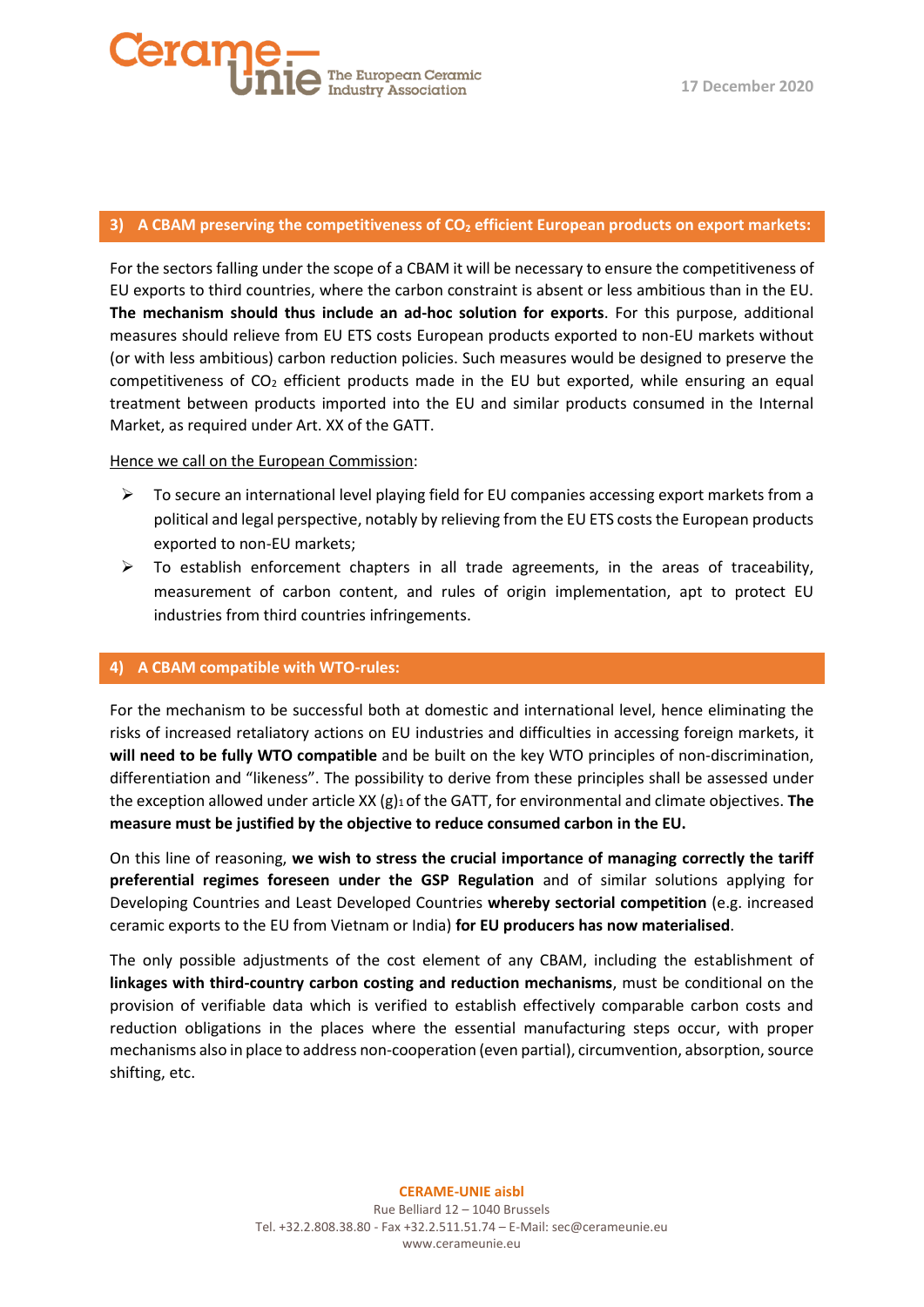## 3) A CBAM preserving the competitiveness of $CO_2$ efficient European products on export markets:

For the sectors falling under the scope of a CBAM it will be necessary to ensure the competitiveness of EU exports to third countries, where the carbon constraint is absent or less ambitious than in the EU. **The mechanism should thus include an ad-hoc solution for exports**. For this purpose, additional measures should relieve from EU ETS costs European products exported to non-EU markets without (or with less ambitious) carbon reduction policies. Such measures would be designed to preserve the competitiveness of $CO_2$ efficient products made in the EU but exported, while ensuring an equal treatment between products imported into the EU and similar products consumed in the Internal Market, as required under Art. XX of the GATT.

Hence we call on the European Commission:

- To secure an international level playing field for EU companies accessing export markets from a political and legal perspective, notably by relieving from the EU ETS costs the European products exported to non-EU markets;
- To establish enforcement chapters in all trade agreements, in the areas of traceability, measurement of carbon content, and rules of origin implementation, apt to protect EU industries from third countries infringements.

## 4) A CBAM compatible with WTO-rules:

For the mechanism to be successful both at domestic and international level, hence eliminating the risks of increased retaliatory actions on EU industries and difficulties in accessing foreign markets, it **will need to be fully WTO compatible** and be built on the key WTO principles of non-discrimination, differentiation and "likeness". The possibility to derive from these principles shall be assessed under the exception allowed under article XX (g)[1] of the GATT, for environmental and climate objectives. **The measure must be justified by the objective to reduce consumed carbon in the EU.**

On this line of reasoning, **we wish to stress the crucial importance of managing correctly the tariff preferential regimes foreseen under the GSP Regulation** and of similar solutions applying for Developing Countries and Least Developed Countries **whereby sectorial competition** (e.g. increased ceramic exports to the EU from Vietnam or India) **for EU producers has now materialised**.

The only possible adjustments of the cost element of any CBAM, including the establishment of **linkages with third-country carbon costing and reduction mechanisms**, must be conditional on the provision of verifiable data which is verified to establish effectively comparable carbon costs and reduction obligations in the places where the essential manufacturing steps occur, with proper mechanisms also in place to address non-cooperation (even partial), circumvention, absorption, source shifting, etc.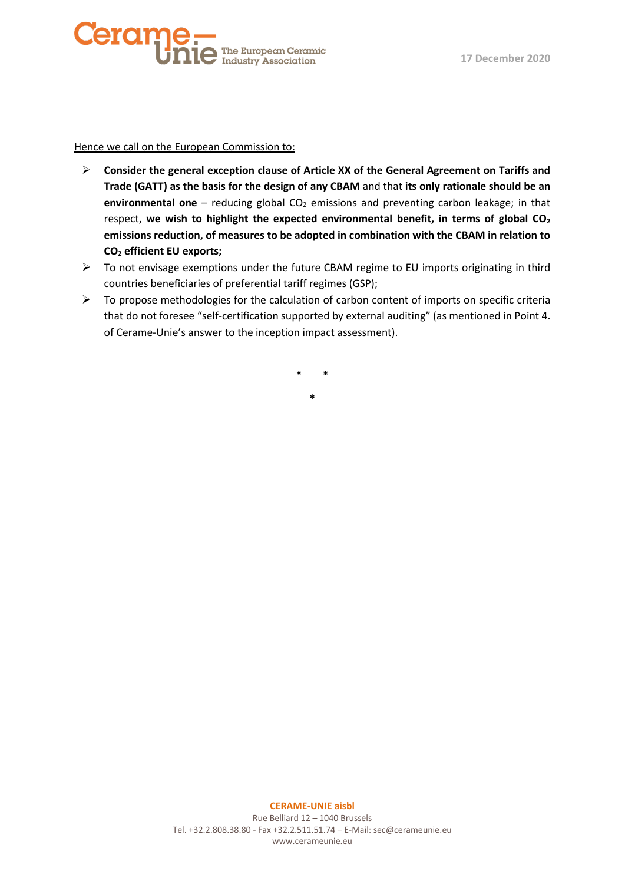<u>Hence we call on the European Commission to:</u>

- **Consider the general exception clause of Article XX of the General Agreement on Tariffs and Trade (GATT) as the basis for the design of any CBAM** and that **its only rationale should be an environmental one** – reducing global $CO_2$ emissions and preventing carbon leakage; in that respect, **we wish to highlight the expected environmental benefit, in terms of global $CO_2$ emissions reduction, of measures to be adopted in combination with the CBAM in relation to $CO_2$ efficient EU exports;**
- To not envisage exemptions under the future CBAM regime to EU imports originating in third countries beneficiaries of preferential tariff regimes (GSP);
- To propose methodologies for the calculation of carbon content of imports on specific criteria that do not foresee "self-certification supported by external auditing" (as mentioned in Point 4. of Cerame-Unie's answer to the inception impact assessment).

\*   \*

\*